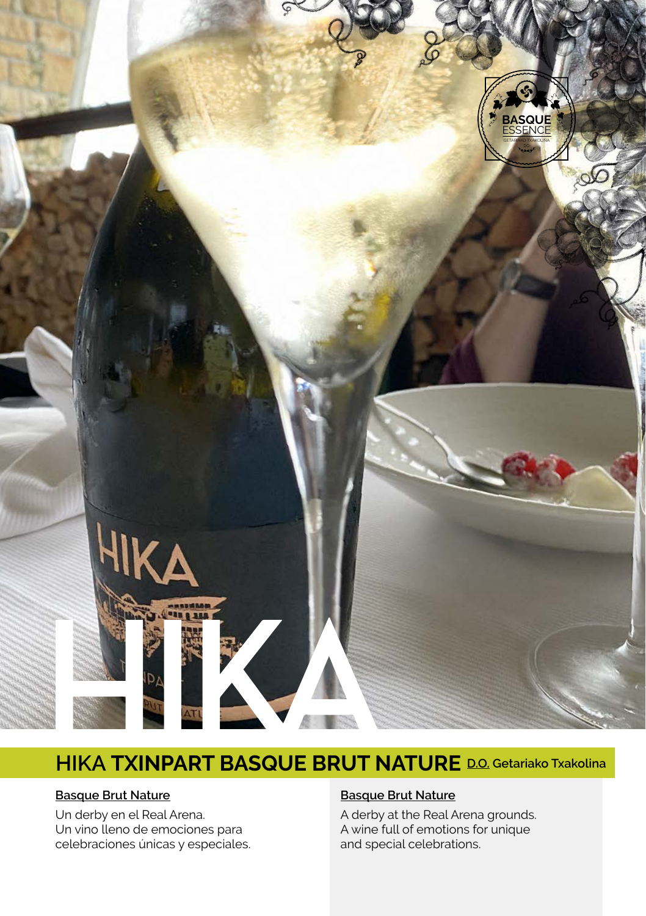# HIKA

## HIKA TXINPART BASQUE BRUT NATURE D.O. Getariako Txakolina

**Basque Brut Nature**

Un derby en el Real Arena.
Un vino lleno de emociones para celebraciones únicas y especiales.

**Basque Brut Nature**

A derby at the Real Arena grounds.
A wine full of emotions for unique and special celebrations.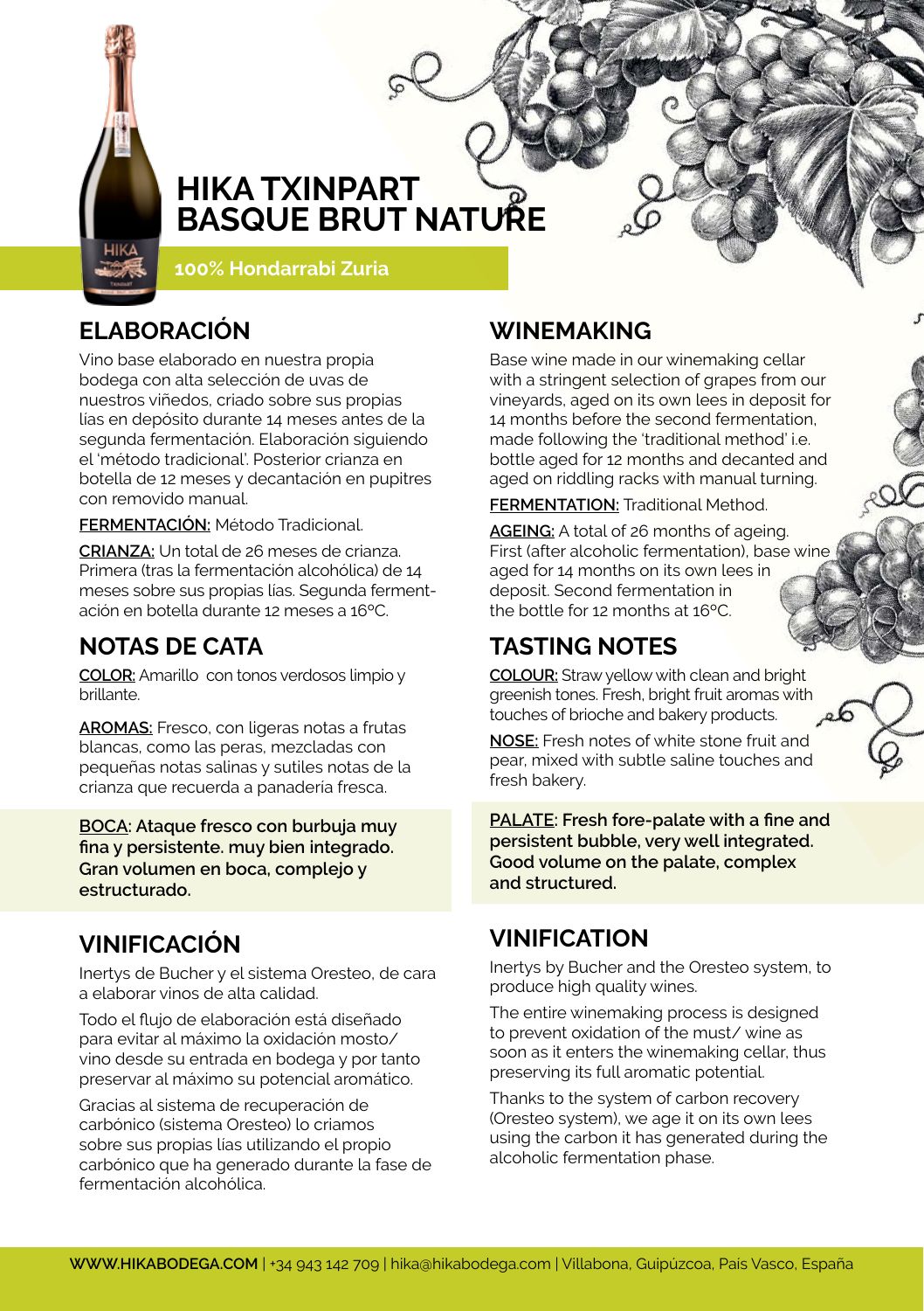# HIKA TXINPART BASQUE BRUT NATURE

**100% Hondarrabi Zuria**

## ELABORACIÓN

Vino base elaborado en nuestra propia bodega con alta selección de uvas de nuestros viñedos, criado sobre sus propias lías en depósito durante 14 meses antes de la segunda fermentación. Elaboración siguiendo el 'método tradicional'. Posterior crianza en botella de 12 meses y decantación en pupitres con removido manual.

FERMENTACIÓN: Método Tradicional.

CRIANZA: Un total de 26 meses de crianza. Primera (tras la fermentación alcohólica) de 14 meses sobre sus propias lías. Segunda fermentación en botella durante 12 meses a 16ºC.

## NOTAS DE CATA

COLOR: Amarillo con tonos verdosos limpio y brillante.

AROMAS: Fresco, con ligeras notas a frutas blancas, como las peras, mezcladas con pequeñas notas salinas y sutiles notas de la crianza que recuerda a panadería fresca.

**BOCA: Ataque fresco con burbuja muy fina y persistente. muy bien integrado. Gran volumen en boca, complejo y estructurado.**

## VINIFICACIÓN

Inertys de Bucher y el sistema Oresteo, de cara a elaborar vinos de alta calidad.

Todo el flujo de elaboración está diseñado para evitar al máximo la oxidación mosto/ vino desde su entrada en bodega y por tanto preservar al máximo su potencial aromático.

Gracias al sistema de recuperación de carbónico (sistema Oresteo) lo criamos sobre sus propias lías utilizando el propio carbónico que ha generado durante la fase de fermentación alcohólica.

## WINEMAKING

Base wine made in our winemaking cellar with a stringent selection of grapes from our vineyards, aged on its own lees in deposit for 14 months before the second fermentation, made following the 'traditional method' i.e. bottle aged for 12 months and decanted and aged on riddling racks with manual turning.

FERMENTATION: Traditional Method.

AGEING: A total of 26 months of ageing. First (after alcoholic fermentation), base wine aged for 14 months on its own lees in deposit. Second fermentation in the bottle for 12 months at 16ºC.

## TASTING NOTES

COLOUR: Straw yellow with clean and bright greenish tones. Fresh, bright fruit aromas with touches of brioche and bakery products.

NOSE: Fresh notes of white stone fruit and pear, mixed with subtle saline touches and fresh bakery.

**PALATE: Fresh fore-palate with a fine and persistent bubble, very well integrated. Good volume on the palate, complex and structured.**

## VINIFICATION

Inertys by Bucher and the Oresteo system, to produce high quality wines.

The entire winemaking process is designed to prevent oxidation of the must/ wine as soon as it enters the winemaking cellar, thus preserving its full aromatic potential.

Thanks to the system of carbon recovery (Oresteo system), we age it on its own lees using the carbon it has generated during the alcoholic fermentation phase.

**WWW.HIKABODEGA.COM** | +34 943 142 709 | hika@hikabodega.com | Villabona, Guipúzcoa, País Vasco, España